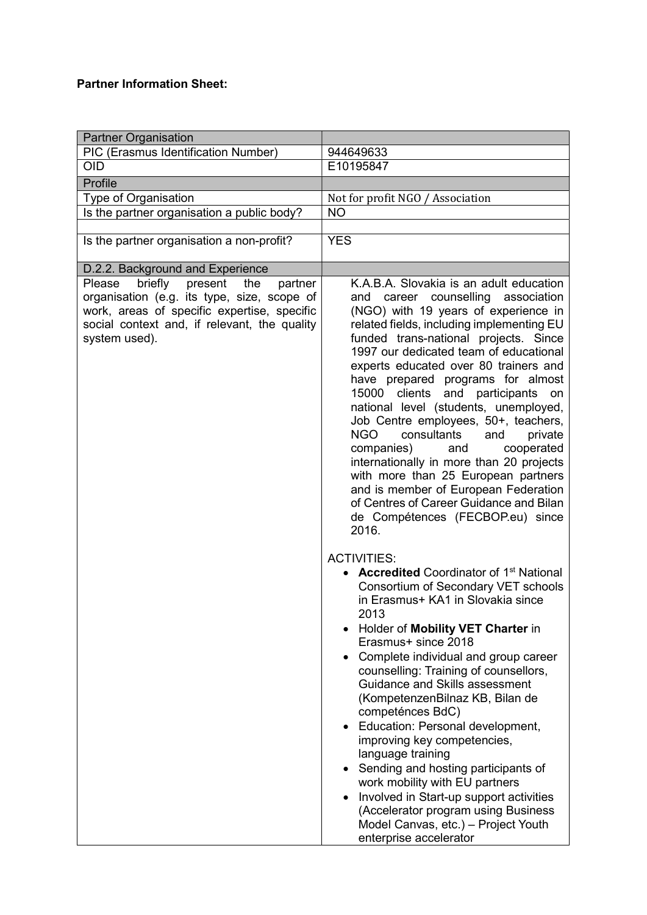**Partner Information Sheet:**

| Partner Organisation | |
|---|---|
| PIC (Erasmus Identification Number) | 944649633 |
| OID | E10195847 |
| Profile | |
| Type of Organisation | Not for profit NGO / Association |
| Is the partner organisation a public body? | NO |
| | |
| Is the partner organisation a non-profit? | YES |
| D.2.2. Background and Experience | |
| Please briefly present the partner organisation (e.g. its type, size, scope of work, areas of specific expertise, specific social context and, if relevant, the quality system used). | K.A.B.A. Slovakia is an adult education and career counselling association (NGO) with 19 years of experience in related fields, including implementing EU funded trans-national projects. Since 1997 our dedicated team of educational experts educated over 80 trainers and have prepared programs for almost 15000 clients and participants on national level (students, unemployed, Job Centre employees, 50+, teachers, NGO consultants and private companies) and cooperated internationally in more than 20 projects with more than 25 European partners and is member of European Federation of Centres of Career Guidance and Bilan de Compétences (FECBOP.eu) since 2016.<br><br>ACTIVITIES:<br>• **Accredited** Coordinator of 1st National Consortium of Secondary VET schools in Erasmus+ KA1 in Slovakia since 2013<br>• Holder of **Mobility VET Charter** in Erasmus+ since 2018<br>• Complete individual and group career counselling: Training of counsellors, Guidance and Skills assessment (KompetenzenBilnaz KB, Bilan de competénces BdC)<br>• Education: Personal development, improving key competencies, language training<br>• Sending and hosting participants of work mobility with EU partners<br>• Involved in Start-up support activities (Accelerator program using Business Model Canvas, etc.) – Project Youth enterprise accelerator |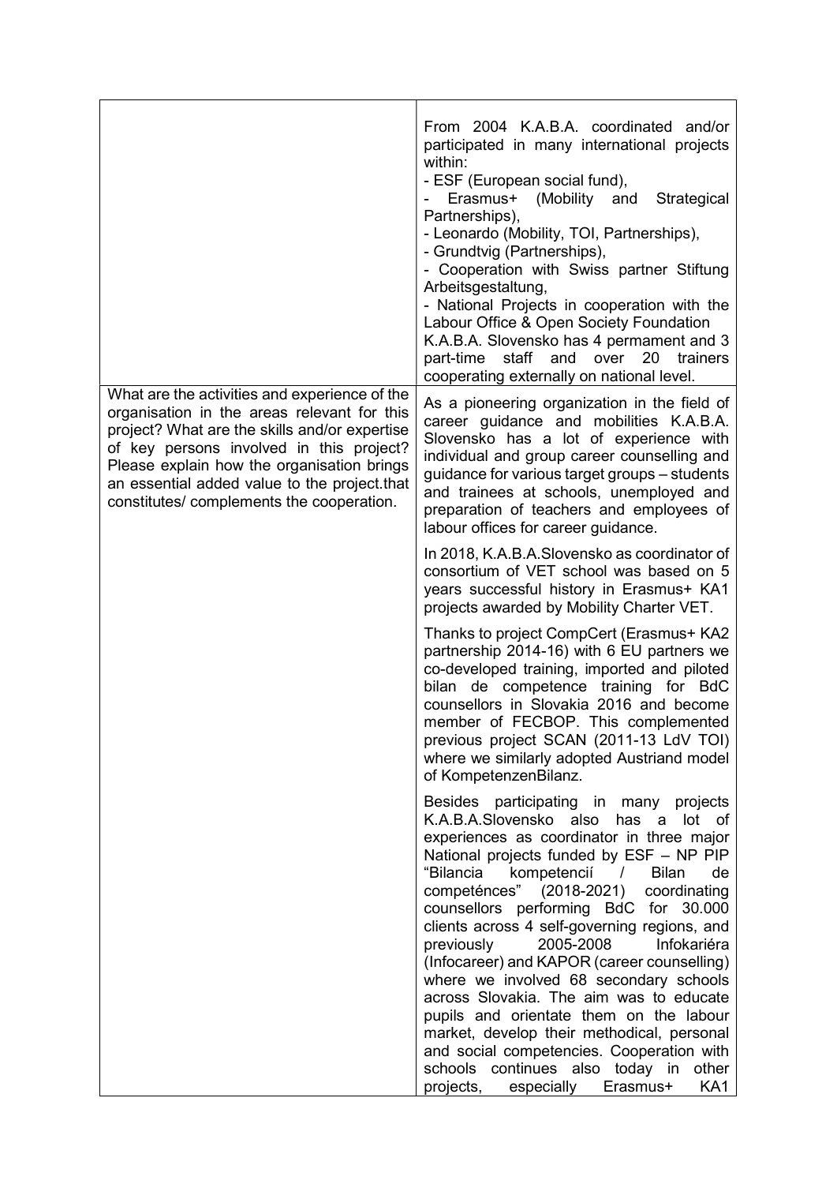| | |
|---|---|
| | From 2004 K.A.B.A. coordinated and/or participated in many international projects within:<br>- ESF (European social fund),<br>- Erasmus+ (Mobility and Strategical Partnerships),<br>- Leonardo (Mobility, TOI, Partnerships),<br>- Grundtvig (Partnerships),<br>- Cooperation with Swiss partner Stiftung Arbeitsgestaltung,<br>- National Projects in cooperation with the Labour Office & Open Society Foundation<br>K.A.B.A. Slovensko has 4 permament and 3 part-time staff and over 20 trainers cooperating externally on national level. |
| What are the activities and experience of the organisation in the areas relevant for this project? What are the skills and/or expertise of key persons involved in this project? Please explain how the organisation brings an essential added value to the project.that constitutes/ complements the cooperation. | As a pioneering organization in the field of career guidance and mobilities K.A.B.A. Slovensko has a lot of experience with individual and group career counselling and guidance for various target groups – students and trainees at schools, unemployed and preparation of teachers and employees of labour offices for career guidance.<br><br>In 2018, K.A.B.A.Slovensko as coordinator of consortium of VET school was based on 5 years successful history in Erasmus+ KA1 projects awarded by Mobility Charter VET.<br><br>Thanks to project CompCert (Erasmus+ KA2 partnership 2014-16) with 6 EU partners we co-developed training, imported and piloted bilan de competence training for BdC counsellors in Slovakia 2016 and become member of FECBOP. This complemented previous project SCAN (2011-13 LdV TOI) where we similarly adopted Austriand model of KompetenzenBilanz.<br><br>Besides participating in many projects K.A.B.A.Slovensko also has a lot of experiences as coordinator in three major National projects funded by ESF – NP PIP "Bilancia kompetencií / Bilan de competénces" (2018-2021) coordinating counsellors performing BdC for 30.000 clients across 4 self-governing regions, and previously 2005-2008 Infokariéra (Infocareer) and KAPOR (career counselling) where we involved 68 secondary schools across Slovakia. The aim was to educate pupils and orientate them on the labour market, develop their methodical, personal and social competencies. Cooperation with schools continues also today in other projects, especially Erasmus+ KA1 |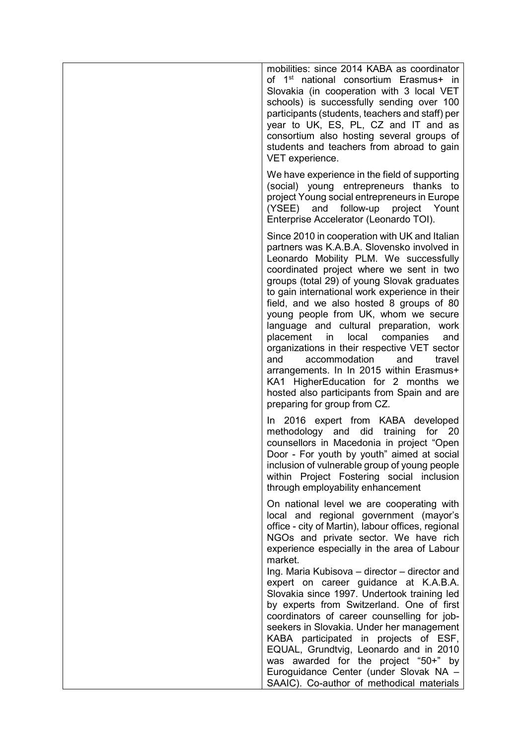| | mobilities: since 2014 KABA as coordinator of 1st national consortium Erasmus+ in Slovakia (in cooperation with 3 local VET schools) is successfully sending over 100 participants (students, teachers and staff) per year to UK, ES, PL, CZ and IT and as consortium also hosting several groups of students and teachers from abroad to gain VET experience.<br><br>We have experience in the field of supporting (social) young entrepreneurs thanks to project Young social entrepreneurs in Europe (YSEE) and follow-up project Yount Enterprise Accelerator (Leonardo TOI).<br><br>Since 2010 in cooperation with UK and Italian partners was K.A.B.A. Slovensko involved in Leonardo Mobility PLM. We successfully coordinated project where we sent in two groups (total 29) of young Slovak graduates to gain international work experience in their field, and we also hosted 8 groups of 80 young people from UK, whom we secure language and cultural preparation, work placement in local companies and organizations in their respective VET sector and accommodation and travel arrangements. In In 2015 within Erasmus+ KA1 HigherEducation for 2 months we hosted also participants from Spain and are preparing for group from CZ.<br><br>In 2016 expert from KABA developed methodology and did training for 20 counsellors in Macedonia in project "Open Door - For youth by youth" aimed at social inclusion of vulnerable group of young people within Project Fostering social inclusion through employability enhancement<br><br>On national level we are cooperating with local and regional government (mayor's office - city of Martin), labour offices, regional NGOs and private sector. We have rich experience especially in the area of Labour market.<br>Ing. Maria Kubisova – director – director and expert on career guidance at K.A.B.A. Slovakia since 1997. Undertook training led by experts from Switzerland. One of first coordinators of career counselling for job-seekers in Slovakia. Under her management KABA participated in projects of ESF, EQUAL, Grundtvig, Leonardo and in 2010 was awarded for the project "50+" by Euroguidance Center (under Slovak NA – SAAIC). Co-author of methodical materials |
|---|---|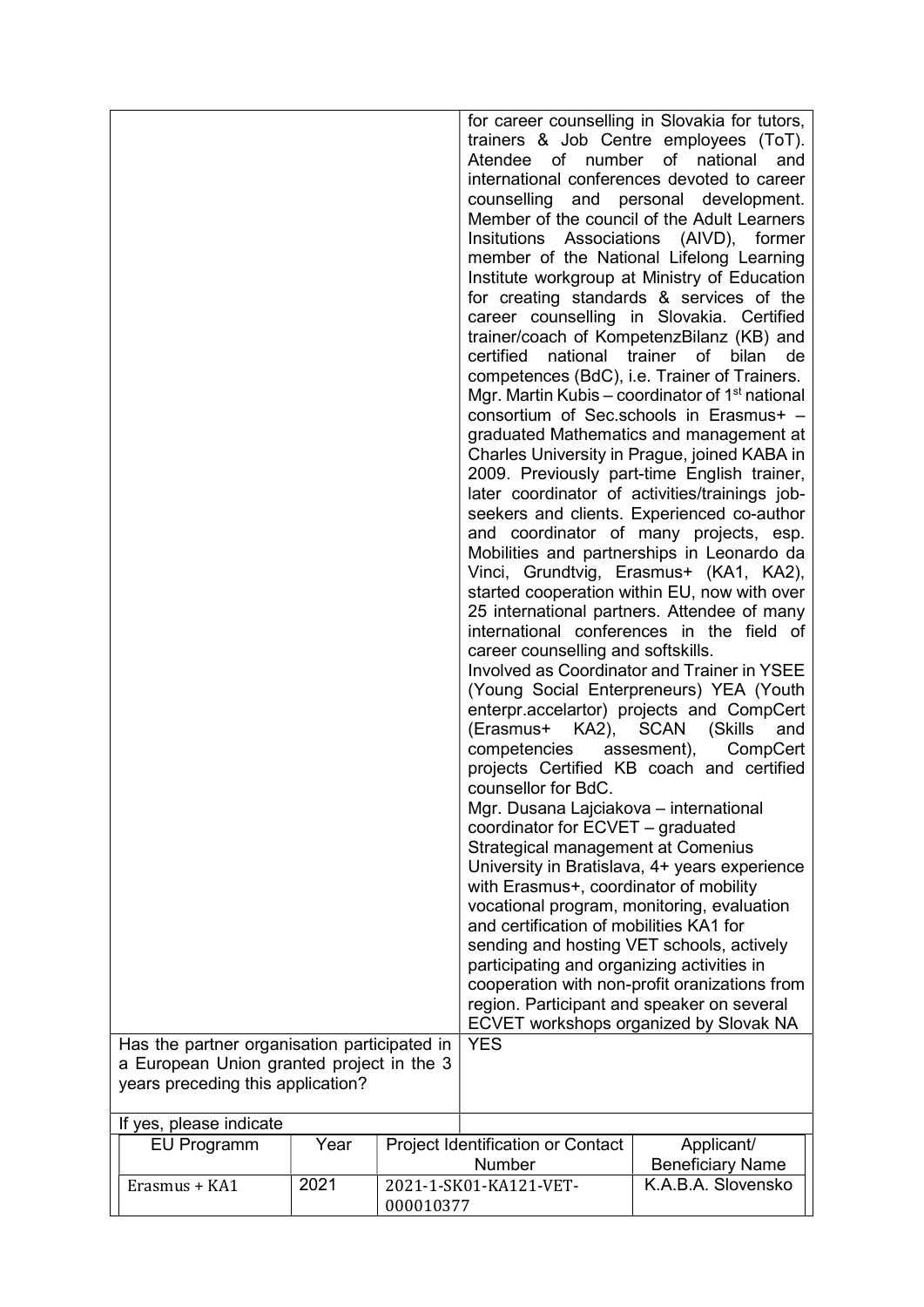| | |
|---|---|
| | for career counselling in Slovakia for tutors, trainers & Job Centre employees (ToT). Atendee of number of national and international conferences devoted to career counselling and personal development. Member of the council of the Adult Learners Insitutions Associations (AIVD), former member of the National Lifelong Learning Institute workgroup at Ministry of Education for creating standards & services of the career counselling in Slovakia. Certified trainer/coach of KompetenzBilanz (KB) and certified national trainer of bilan de competences (BdC), i.e. Trainer of Trainers.<br>Mgr. Martin Kubis – coordinator of 1st national consortium of Sec.schools in Erasmus+ – graduated Mathematics and management at Charles University in Prague, joined KABA in 2009. Previously part-time English trainer, later coordinator of activities/trainings job-seekers and clients. Experienced co-author and coordinator of many projects, esp. Mobilities and partnerships in Leonardo da Vinci, Grundtvig, Erasmus+ (KA1, KA2), started cooperation within EU, now with over 25 international partners. Attendee of many international conferences in the field of career counselling and softskills.<br>Involved as Coordinator and Trainer in YSEE (Young Social Enterpreneurs) YEA (Youth enterpr.accelartor) projects and CompCert (Erasmus+ KA2), SCAN (Skills and competencies assesment), CompCert projects Certified KB coach and certified counsellor for BdC.<br>Mgr. Dusana Lajciakova – international coordinator for ECVET – graduated Strategical management at Comenius University in Bratislava, 4+ years experience with Erasmus+, coordinator of mobility vocational program, monitoring, evaluation and certification of mobilities KA1 for sending and hosting VET schools, actively participating and organizing activities in cooperation with non-profit oranizations from region. Participant and speaker on several ECVET workshops organized by Slovak NA |
| Has the partner organisation participated in a European Union granted project in the 3 years preceding this application? | YES |
| If yes, please indicate | |

| EU Programm | Year | Project Identification or Contact Number | Applicant/ Beneficiary Name |
|---|---|---|---|
| Erasmus + KA1 | 2021 | 2021-1-SK01-KA121-VET-000010377 | K.A.B.A. Slovensko |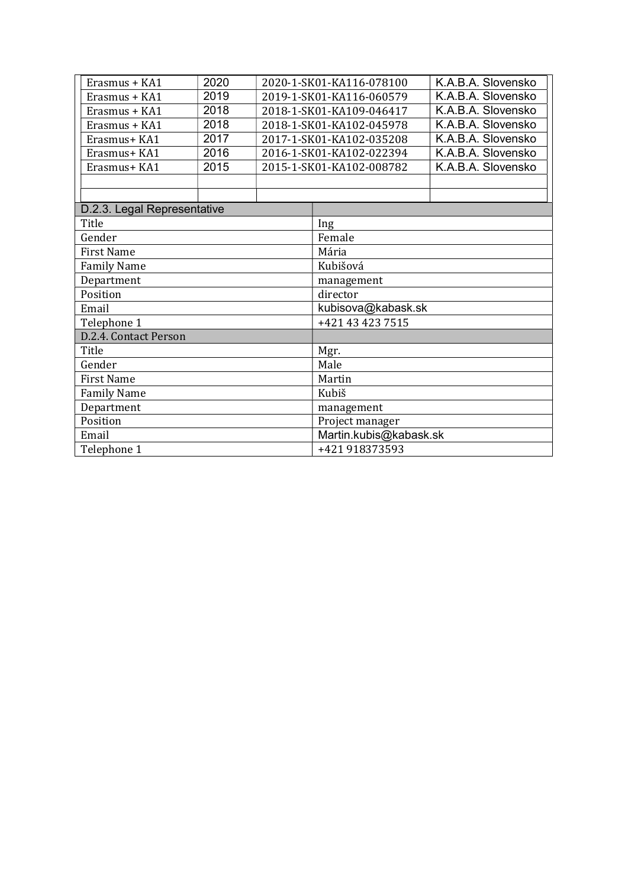| | | | |
|---|---|---|---|
| Erasmus + KA1 | 2020 | 2020-1-SK01-KA116-078100 | K.A.B.A. Slovensko |
| Erasmus + KA1 | 2019 | 2019-1-SK01-KA116-060579 | K.A.B.A. Slovensko |
| Erasmus + KA1 | 2018 | 2018-1-SK01-KA109-046417 | K.A.B.A. Slovensko |
| Erasmus + KA1 | 2018 | 2018-1-SK01-KA102-045978 | K.A.B.A. Slovensko |
| Erasmus+ KA1 | 2017 | 2017-1-SK01-KA102-035208 | K.A.B.A. Slovensko |
| Erasmus+ KA1 | 2016 | 2016-1-SK01-KA102-022394 | K.A.B.A. Slovensko |
| Erasmus+ KA1 | 2015 | 2015-1-SK01-KA102-008782 | K.A.B.A. Slovensko |
| | | | |
| | | | |

| D.2.3. Legal Representative | |
|---|---|
| Title | Ing |
| Gender | Female |
| First Name | Mária |
| Family Name | Kubišová |
| Department | management |
| Position | director |
| Email | kubisova@kabask.sk |
| Telephone 1 | +421 43 423 7515 |

| D.2.4. Contact Person | |
|---|---|
| Title | Mgr. |
| Gender | Male |
| First Name | Martin |
| Family Name | Kubiš |
| Department | management |
| Position | Project manager |
| Email | Martin.kubis@kabask.sk |
| Telephone 1 | +421 918373593 |